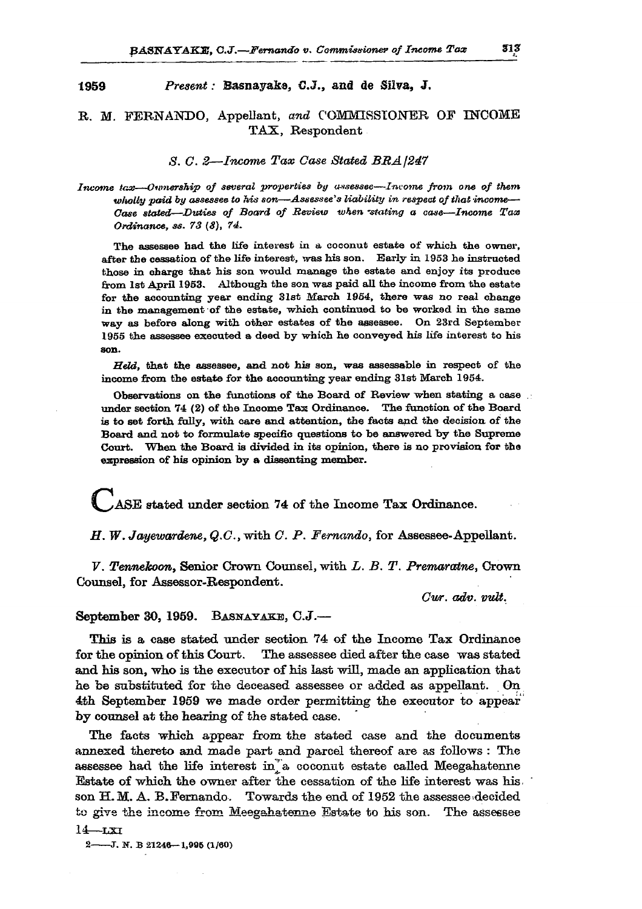1959 *Present:* **Basnayake, C.J., and de Silva, J.**

R. M. FERNANDO, Appellant, *and* COMMISSIONER OF INCOME TAX, Respondent

*S. C. 2—Income Tax Case Stated BRA/247*

*Income tax—Ownership of several properties by assessee—Income from one of them wholly paid by assessee to his son—Assessee's liability in respect of that income—Case stated—Duties of Board of Review when stating a case—Income Tax Ordinance, ss. 73 (8), 74.*

The assessee had the life interest in a coconut estate of which the owner, after the cessation of the life interest, was his son. Early in 1953 he instructed those in charge that his son would manage the estate and enjoy its produce from 1st April 1953. Although the son was paid all the income from the estate for the accounting year ending 31st March 1954, there was no real change in the management of the estate, which continued to be worked in the same way as before along with other estates of the assessee. On 23rd September 1955 the assessee executed a deed by which he conveyed his life interest to his son.

*Held,* that the assessee, and not his son, was assessable in respect of the income from the estate for the accounting year ending 31st March 1954.

Observations on the functions of the Board of Review when stating a case under section 74 (2) of the Income Tax Ordinance. The function of the Board is to set forth fully, with care and attention, the facts and the decision of the Board and not to formulate specific questions to be answered by the Supreme Court. When the Board is divided in its opinion, there is no provision for the expression of his opinion by a dissenting member.

CASE stated under section 74 of the Income Tax Ordinance.

*H. W. Jayewardene, Q.C.,* with *C. P. Fernando,* for Assessee-Appellant.

*V. Tennekoon,* Senior Crown Counsel, with *L. B. T. Premaratne,* Crown Counsel, for Assessor-Respondent.

*Cur. adv. vult.*

September 30, 1959. BASNAYAKE, C.J.—

This is a case stated under section 74 of the Income Tax Ordinance for the opinion of this Court. The assessee died after the case was stated and his son, who is the executor of his last will, made an application that he be substituted for the deceased assessee or added as appellant. On 4th September 1959 we made order permitting the executor to appear by counsel at the hearing of the stated case.

The facts which appear from the stated case and the documents annexed thereto and made part and parcel thereof are as follows: The assessee had the life interest in a coconut estate called Meegahatenne Estate of which the owner after the cessation of the life interest was his son H. M. A. B. Fernando. Towards the end of 1952 the assessee decided to give the income from Meegahatenne Estate to his son. The assessee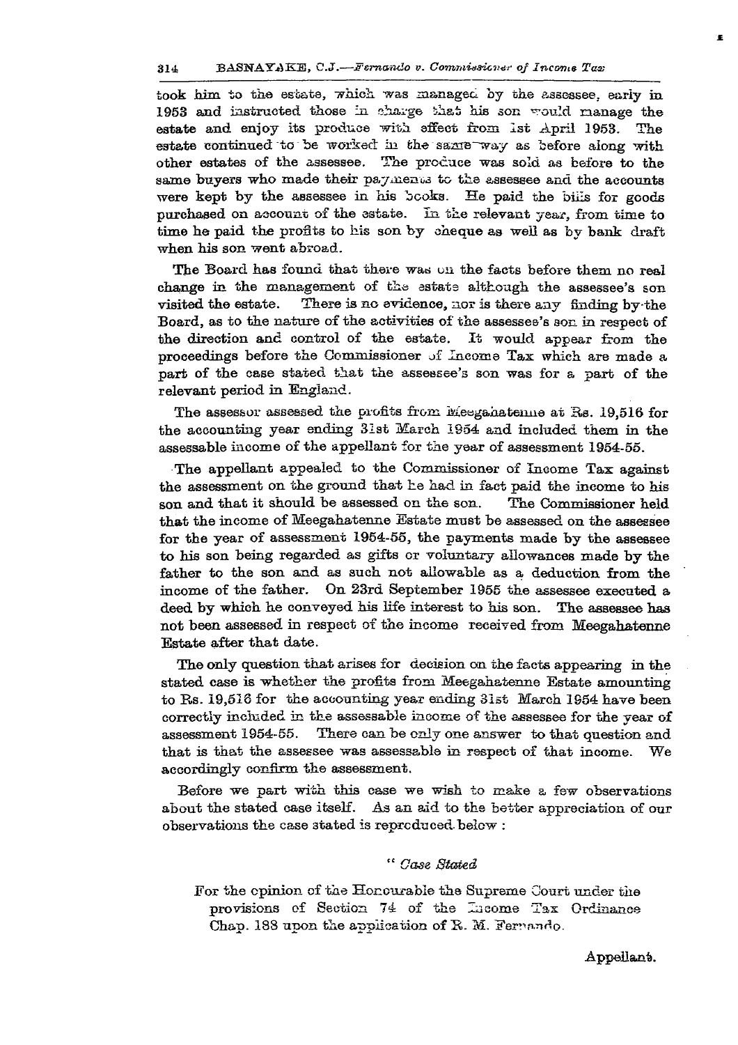took him to the estate, which was managed by the assessee, early in 1953 and instructed those in charge that his son would manage the estate and enjoy its produce with effect from 1st April 1953. The estate continued to be worked in the same way as before along with other estates of the assessee. The produce was sold as before to the same buyers who made their payments to the assessee and the accounts were kept by the assessee in his books. He paid the bills for goods purchased on account of the estate. In the relevant year, from time to time he paid the profits to his son by cheque as well as by bank draft when his son went abroad.

The Board has found that there was on the facts before them no real change in the management of the estate although the assessee's son visited the estate. There is no evidence, nor is there any finding by the Board, as to the nature of the activities of the assessee's son in respect of the direction and control of the estate. It would appear from the proceedings before the Commissioner of Income Tax which are made a part of the case stated that the assessee's son was for a part of the relevant period in England.

The assessor assessed the profits from Meegahatenne at Rs. 19,516 for the accounting year ending 31st March 1954 and included them in the assessable income of the appellant for the year of assessment 1954-55.

The appellant appealed to the Commissioner of Income Tax against the assessment on the ground that he had in fact paid the income to his son and that it should be assessed on the son. The Commissioner held that the income of Meegahatenne Estate must be assessed on the assessee for the year of assessment 1954-55, the payments made by the assessee to his son being regarded as gifts or voluntary allowances made by the father to the son and as such not allowable as a deduction from the income of the father. On 23rd September 1955 the assessee executed a deed by which he conveyed his life interest to his son. The assessee has not been assessed in respect of the income received from Meegahatenne Estate after that date.

The only question that arises for decision on the facts appearing in the stated case is whether the profits from Meegahatenne Estate amounting to Rs. 19,516 for the accounting year ending 31st March 1954 have been correctly included in the assessable income of the assessee for the year of assessment 1954-55. There can be only one answer to that question and that is that the assessee was assessable in respect of that income. We accordingly confirm the assessment.

Before we part with this case we wish to make a few observations about the stated case itself. As an aid to the better appreciation of our observations the case stated is reproduced below :

" *Case Stated*

For the opinion of the Honourable the Supreme Court under the provisions of Section 74 of the Income Tax Ordinance Chap. 188 upon the application of R. M. Fernando.

Appellant.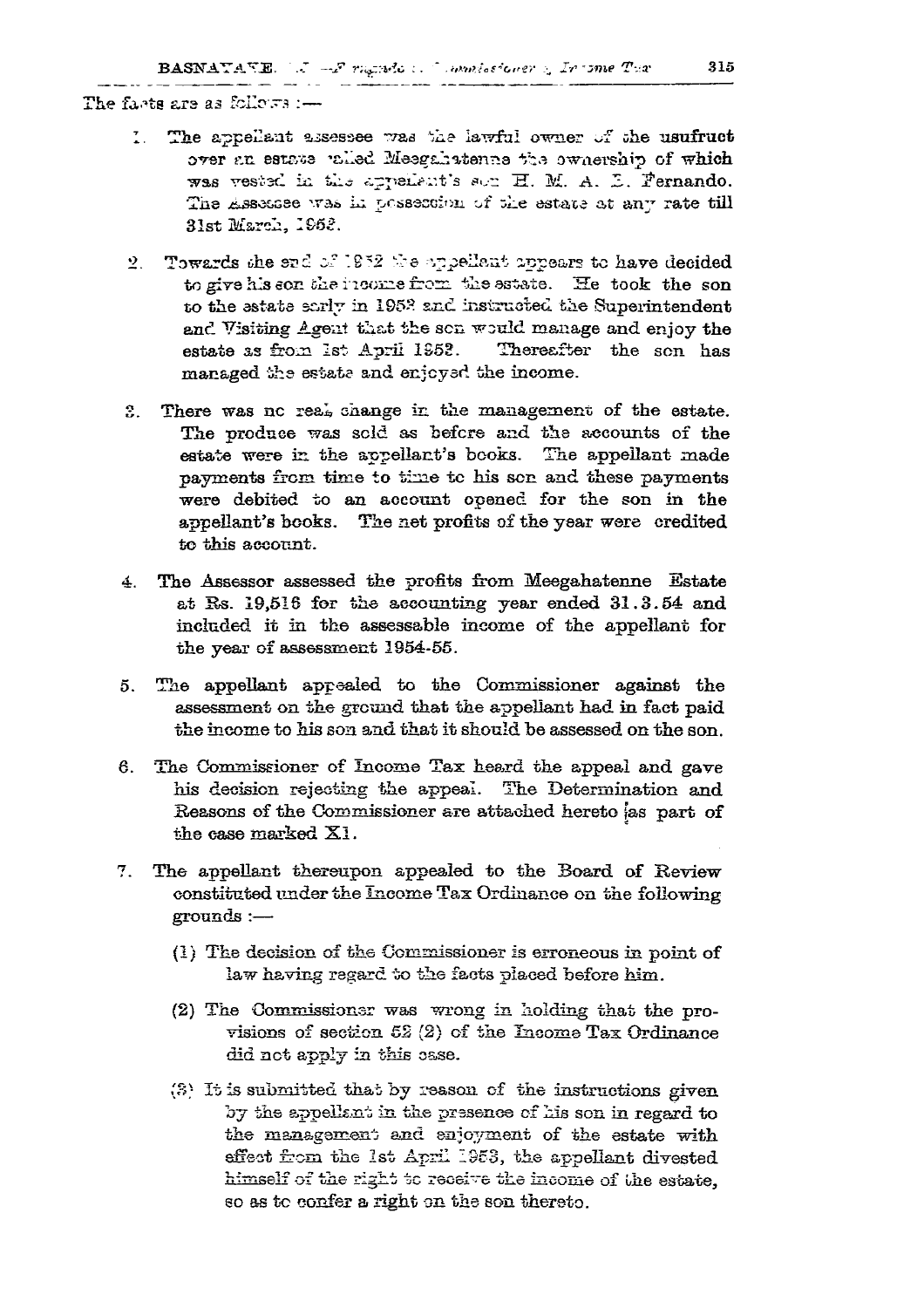The facts are as follows :—

1. The appellant assessee was the lawful owner of the usufruct over an estate called Meegahatenne the ownership of which was vested in the appellant's son H. M. A. E. Fernando. The Assessee was in possession of the estate at any rate till 31st March, 1952.

2. Towards the end of 1952 the appellant appears to have decided to give his son the income from the estate. He took the son to the estate early in 1953 and instructed the Superintendent and Visiting Agent that the son would manage and enjoy the estate as from 1st April 1953. Thereafter the son has managed the estate and enjoyed the income.

3. There was no real change in the management of the estate. The produce was sold as before and the accounts of the estate were in the appellant's books. The appellant made payments from time to time to his son and these payments were debited to an account opened for the son in the appellant's books. The net profits of the year were credited to this account.

4. The Assessor assessed the profits from Meegahatenne Estate at Rs. 19,516 for the accounting year ended 31.3.54 and included it in the assessable income of the appellant for the year of assessment 1954-55.

5. The appellant appealed to the Commissioner against the assessment on the ground that the appellant had in fact paid the income to his son and that it should be assessed on the son.

6. The Commissioner of Income Tax heard the appeal and gave his decision rejecting the appeal. The Determination and Reasons of the Commissioner are attached hereto as part of the case marked X1.

7. The appellant thereupon appealed to the Board of Review constituted under the Income Tax Ordinance on the following grounds :—

   (1) The decision of the Commissioner is erroneous in point of law having regard to the facts placed before him.

   (2) The Commissioner was wrong in holding that the provisions of section 52 (2) of the Income Tax Ordinance did not apply in this case.

   (3) It is submitted that by reason of the instructions given by the appellant in the presence of his son in regard to the management and enjoyment of the estate with effect from the 1st April 1953, the appellant divested himself of the right to receive the income of the estate, so as to confer a right on the son thereto.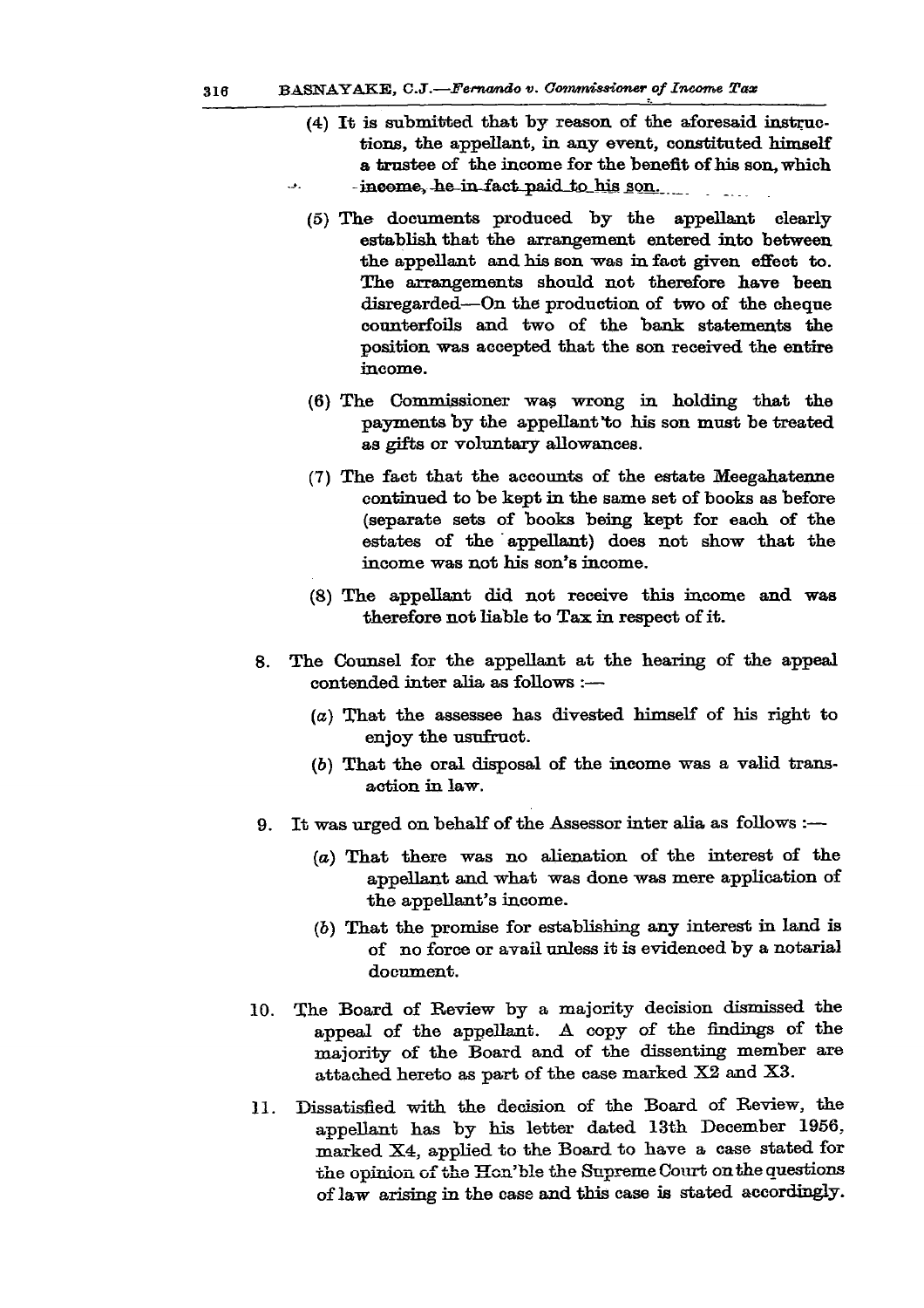(4) It is submitted that by reason of the aforesaid instructions, the appellant, in any event, constituted himself a trustee of the income for the benefit of his son, which income, he in fact paid to his son.

(5) The documents produced by the appellant clearly establish that the arrangement entered into between the appellant and his son was in fact given effect to. The arrangements should not therefore have been disregarded—On the production of two of the cheque counterfoils and two of the bank statements the position was accepted that the son received the entire income.

(6) The Commissioner was wrong in holding that the payments by the appellant to his son must be treated as gifts or voluntary allowances.

(7) The fact that the accounts of the estate Meegahatenne continued to be kept in the same set of books as before (separate sets of books being kept for each of the estates of the appellant) does not show that the income was not his son's income.

(8) The appellant did not receive this income and was therefore not liable to Tax in respect of it.

8. The Counsel for the appellant at the hearing of the appeal contended inter alia as follows :—

   (a) That the assessee has divested himself of his right to enjoy the usufruct.

   (b) That the oral disposal of the income was a valid transaction in law.

9. It was urged on behalf of the Assessor inter alia as follows :—

   (a) That there was no alienation of the interest of the appellant and what was done was mere application of the appellant's income.

   (b) That the promise for establishing any interest in land is of no force or avail unless it is evidenced by a notarial document.

10. The Board of Review by a majority decision dismissed the appeal of the appellant. A copy of the findings of the majority of the Board and of the dissenting member are attached hereto as part of the case marked X2 and X3.

11. Dissatisfied with the decision of the Board of Review, the appellant has by his letter dated 13th December 1956, marked X4, applied to the Board to have a case stated for the opinion of the Hon'ble the Supreme Court on the questions of law arising in the case and this case is stated accordingly.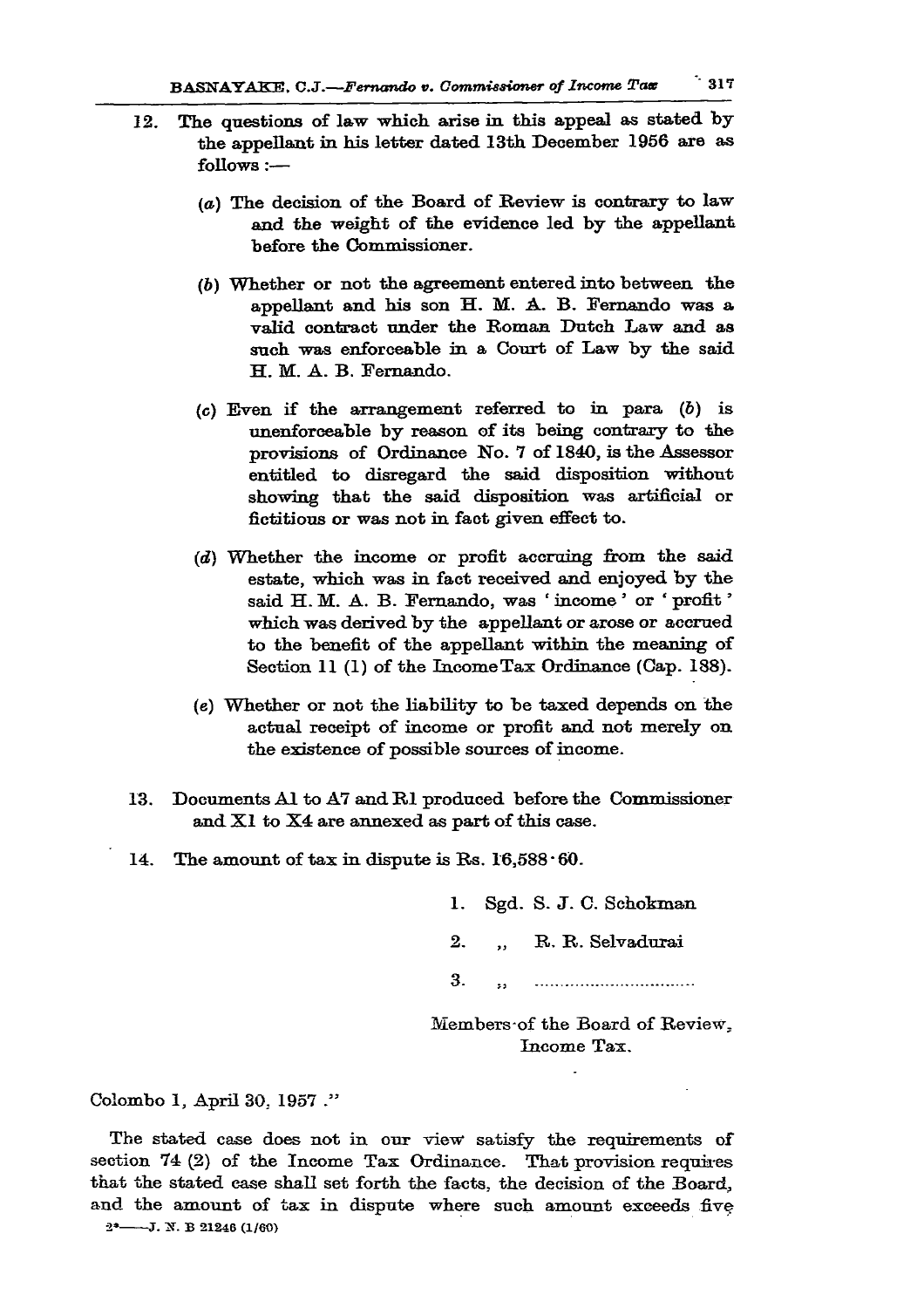12. The questions of law which arise in this appeal as stated by the appellant in his letter dated 13th December 1956 are as follows :—

    (*a*) The decision of the Board of Review is contrary to law and the weight of the evidence led by the appellant before the Commissioner.

    (*b*) Whether or not the agreement entered into between the appellant and his son H. M. A. B. Fernando was a valid contract under the Roman Dutch Law and as such was enforceable in a Court of Law by the said H. M. A. B. Fernando.

    (*c*) Even if the arrangement referred to in para (*b*) is unenforceable by reason of its being contrary to the provisions of Ordinance No. 7 of 1840, is the Assessor entitled to disregard the said disposition without showing that the said disposition was artificial or fictitious or was not in fact given effect to.

    (*d*) Whether the income or profit accruing from the said estate, which was in fact received and enjoyed by the said H. M. A. B. Fernando, was 'income' or 'profit' which was derived by the appellant or arose or accrued to the benefit of the appellant within the meaning of Section 11 (1) of the Income Tax Ordinance (Cap. 188).

    (*e*) Whether or not the liability to be taxed depends on the actual receipt of income or profit and not merely on the existence of possible sources of income.

13. Documents A1 to A7 and R1 produced before the Commissioner and X1 to X4 are annexed as part of this case.

14. The amount of tax in dispute is Rs. 16,588·60.

1. Sgd. S. J. C. Schokman
2. ,, R. R. Selvadurai
3. ,, ................................

Members of the Board of Review,
Income Tax.

Colombo 1, April 30, 1957 ."

The stated case does not in our view satisfy the requirements of section 74 (2) of the Income Tax Ordinance. That provision requires that the stated case shall set forth the facts, the decision of the Board, and the amount of tax in dispute where such amount exceeds five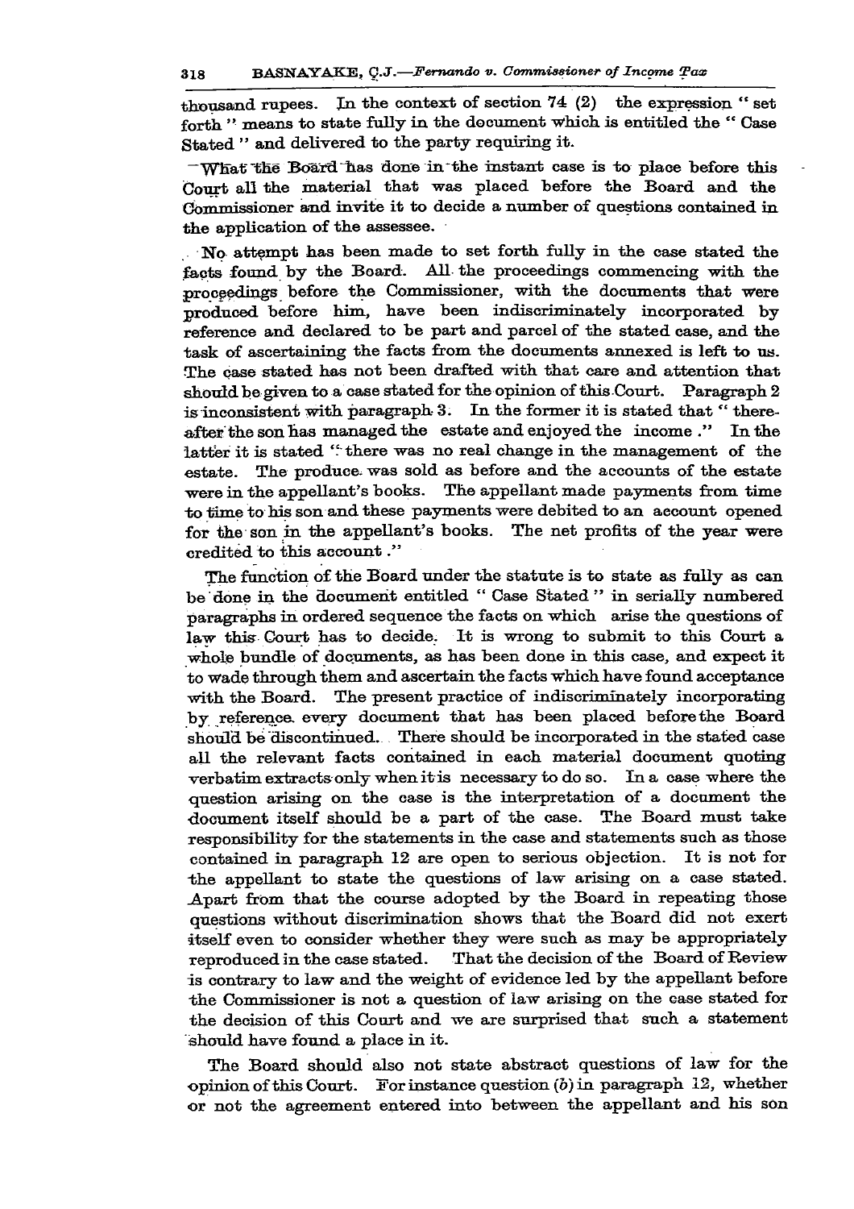thousand rupees. In the context of section 74 (2) the expression " set forth " means to state fully in the document which is entitled the " Case Stated " and delivered to the party requiring it.

What the Board has done in the instant case is to place before this Court all the material that was placed before the Board and the Commissioner and invite it to decide a number of questions contained in the application of the assessee.

No attempt has been made to set forth fully in the case stated the facts found by the Board. All the proceedings commencing with the proceedings before the Commissioner, with the documents that were produced before him, have been indiscriminately incorporated by reference and declared to be part and parcel of the stated case, and the task of ascertaining the facts from the documents annexed is left to us. The case stated has not been drafted with that care and attention that should be given to a case stated for the opinion of this Court. Paragraph 2 is inconsistent with paragraph 3. In the former it is stated that " thereafter the son has managed the estate and enjoyed the income ." In the latter it is stated " there was no real change in the management of the estate. The produce was sold as before and the accounts of the estate were in the appellant's books. The appellant made payments from time to time to his son and these payments were debited to an account opened for the son in the appellant's books. The net profits of the year were credited to this account ."

The function of the Board under the statute is to state as fully as can be done in the document entitled " Case Stated " in serially numbered paragraphs in ordered sequence the facts on which arise the questions of law this Court has to decide. It is wrong to submit to this Court a whole bundle of documents, as has been done in this case, and expect it to wade through them and ascertain the facts which have found acceptance with the Board. The present practice of indiscriminately incorporating by reference every document that has been placed before the Board should be discontinued. There should be incorporated in the stated case all the relevant facts contained in each material document quoting verbatim extracts only when it is necessary to do so. In a case where the question arising on the case is the interpretation of a document the document itself should be a part of the case. The Board must take responsibility for the statements in the case and statements such as those contained in paragraph 12 are open to serious objection. It is not for the appellant to state the questions of law arising on a case stated. Apart from that the course adopted by the Board in repeating those questions without discrimination shows that the Board did not exert itself even to consider whether they were such as may be appropriately reproduced in the case stated. That the decision of the Board of Review is contrary to law and the weight of evidence led by the appellant before the Commissioner is not a question of law arising on the case stated for the decision of this Court and we are surprised that such a statement should have found a place in it.

The Board should also not state abstract questions of law for the opinion of this Court. For instance question (*b*) in paragraph 12, whether or not the agreement entered into between the appellant and his son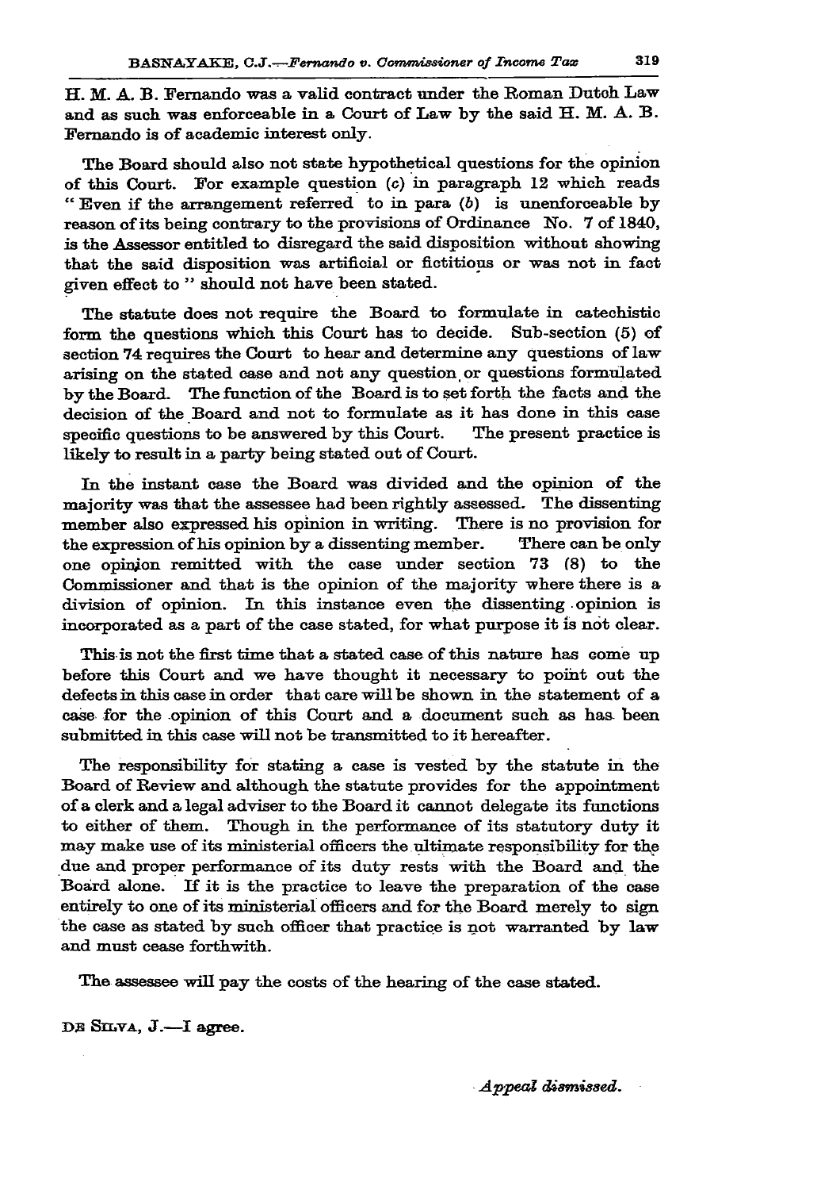H. M. A. B. Fernando was a valid contract under the Roman Dutch Law and as such was enforceable in a Court of Law by the said H. M. A. B. Fernando is of academic interest only.

The Board should also not state hypothetical questions for the opinion of this Court. For example question (*c*) in paragraph 12 which reads " Even if the arrangement referred to in para (*b*) is unenforceable by reason of its being contrary to the provisions of Ordinance No. 7 of 1840, is the Assessor entitled to disregard the said disposition without showing that the said disposition was artificial or fictitious or was not in fact given effect to " should not have been stated.

The statute does not require the Board to formulate in catechistic form the questions which this Court has to decide. Sub-section (5) of section 74 requires the Court to hear and determine any questions of law arising on the stated case and not any question or questions formulated by the Board. The function of the Board is to set forth the facts and the decision of the Board and not to formulate as it has done in this case specific questions to be answered by this Court. The present practice is likely to result in a party being stated out of Court.

In the instant case the Board was divided and the opinion of the majority was that the assessee had been rightly assessed. The dissenting member also expressed his opinion in writing. There is no provision for the expression of his opinion by a dissenting member. There can be only one opinion remitted with the case under section 73 (8) to the Commissioner and that is the opinion of the majority where there is a division of opinion. In this instance even the dissenting opinion is incorporated as a part of the case stated, for what purpose it is not clear.

This is not the first time that a stated case of this nature has come up before this Court and we have thought it necessary to point out the defects in this case in order that care will be shown in the statement of a case for the opinion of this Court and a document such as has been submitted in this case will not be transmitted to it hereafter.

The responsibility for stating a case is vested by the statute in the Board of Review and although the statute provides for the appointment of a clerk and a legal adviser to the Board it cannot delegate its functions to either of them. Though in the performance of its statutory duty it may make use of its ministerial officers the ultimate responsibility for the due and proper performance of its duty rests with the Board and the Board alone. If it is the practice to leave the preparation of the case entirely to one of its ministerial officers and for the Board merely to sign the case as stated by such officer that practice is not warranted by law and must cease forthwith.

The assessee will pay the costs of the hearing of the case stated.

DE SILVA, J.—I agree.

*Appeal dismissed.*